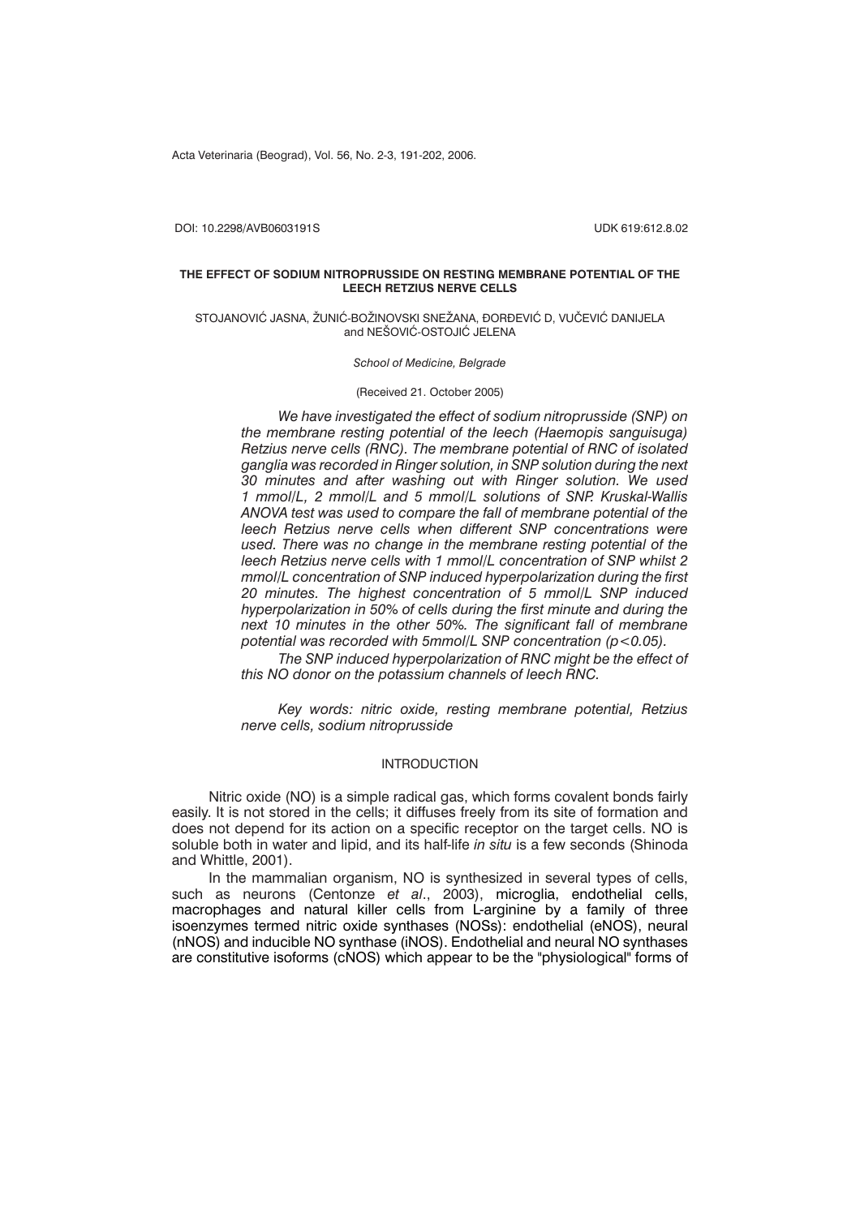DOI: 10.2298/AVB0603191S UDK 619:612.8.02

# THE EFFECT OF SODIUM NITROPRUSSIDE ON RESTING MEMBRANE POTENTIAL OF THE LEECH RETZIUS NERVE CELLS

STOJANOVIĆ JASNA, ŽUNIĆ-BOŽINOVSKI SNEŽANA, ĐORĐEVIĆ D, VUČEVIĆ DANIJELA and NEŠOVIĆ-OSTOJIĆ JELENA

*School of Medicine, Belgrade*

(Received 21. October 2005)

*We have investigated the effect of sodium nitroprusside (SNP) on the membrane resting potential of the leech (Haemopis sanguisuga) Retzius nerve cells (RNC). The membrane potential of RNC of isolated ganglia was recorded in Ringer solution, in SNP solution during the next 30 minutes and after washing out with Ringer solution. We used 1 mmol/L, 2 mmol/L and 5 mmol/L solutions of SNP. Kruskal-Wallis ANOVA test was used to compare the fall of membrane potential of the leech Retzius nerve cells when different SNP concentrations were used. There was no change in the membrane resting potential of the leech Retzius nerve cells with 1 mmol/L concentration of SNP whilst 2 mmol/L concentration of SNP induced hyperpolarization during the first 20 minutes. The highest concentration of 5 mmol/L SNP induced hyperpolarization in 50% of cells during the first minute and during the next 10 minutes in the other 50%. The significant fall of membrane potential was recorded with 5mmol/L SNP concentration ($p<0.05$).*

*The SNP induced hyperpolarization of RNC might be the effect of this NO donor on the potassium channels of leech RNC.*

*Key words: nitric oxide, resting membrane potential, Retzius nerve cells, sodium nitroprusside*

## INTRODUCTION

Nitric oxide (NO) is a simple radical gas, which forms covalent bonds fairly easily. It is not stored in the cells; it diffuses freely from its site of formation and does not depend for its action on a specific receptor on the target cells. NO is soluble both in water and lipid, and its half-life *in situ* is a few seconds (Shinoda and Whittle, 2001).

In the mammalian organism, NO is synthesized in several types of cells, such as neurons (Centonze *et al*., 2003), microglia, endothelial cells, macrophages and natural killer cells from L-arginine by a family of three isoenzymes termed nitric oxide synthases (NOSs): endothelial (eNOS), neural (nNOS) and inducible NO synthase (iNOS). Endothelial and neural NO synthases are constitutive isoforms (cNOS) which appear to be the "physiological" forms of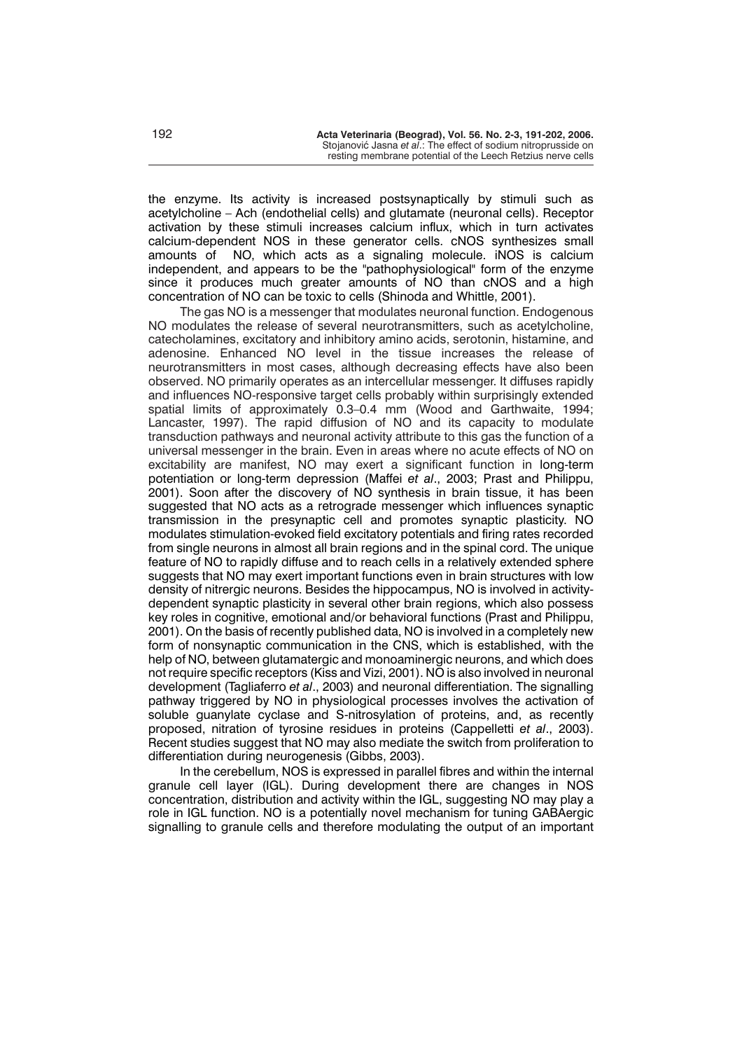the enzyme. Its activity is increased postsynaptically by stimuli such as acetylcholine – Ach (endothelial cells) and glutamate (neuronal cells). Receptor activation by these stimuli increases calcium influx, which in turn activates calcium-dependent NOS in these generator cells. cNOS synthesizes small amounts of NO, which acts as a signaling molecule. iNOS is calcium independent, and appears to be the "pathophysiological" form of the enzyme since it produces much greater amounts of NO than cNOS and a high concentration of NO can be toxic to cells (Shinoda and Whittle, 2001).

The gas NO is a messenger that modulates neuronal function. Endogenous NO modulates the release of several neurotransmitters, such as acetylcholine, catecholamines, excitatory and inhibitory amino acids, serotonin, histamine, and adenosine. Enhanced NO level in the tissue increases the release of neurotransmitters in most cases, although decreasing effects have also been observed. NO primarily operates as an intercellular messenger. It diffuses rapidly and influences NO-responsive target cells probably within surprisingly extended spatial limits of approximately 0.3–0.4 mm (Wood and Garthwaite, 1994; Lancaster, 1997). The rapid diffusion of NO and its capacity to modulate transduction pathways and neuronal activity attribute to this gas the function of a universal messenger in the brain. Even in areas where no acute effects of NO on excitability are manifest, NO may exert a significant function in long-term potentiation or long-term depression (Maffei *et al*., 2003; Prast and Philippu, 2001). Soon after the discovery of NO synthesis in brain tissue, it has been suggested that NO acts as a retrograde messenger which influences synaptic transmission in the presynaptic cell and promotes synaptic plasticity. NO modulates stimulation-evoked field excitatory potentials and firing rates recorded from single neurons in almost all brain regions and in the spinal cord. The unique feature of NO to rapidly diffuse and to reach cells in a relatively extended sphere suggests that NO may exert important functions even in brain structures with low density of nitrergic neurons. Besides the hippocampus, NO is involved in activity-dependent synaptic plasticity in several other brain regions, which also possess key roles in cognitive, emotional and/or behavioral functions (Prast and Philippu, 2001). On the basis of recently published data, NO is involved in a completely new form of nonsynaptic communication in the CNS, which is established, with the help of NO, between glutamatergic and monoaminergic neurons, and which does not require specific receptors (Kiss and Vizi, 2001). NO is also involved in neuronal development (Tagliaferro *et al*., 2003) and neuronal differentiation. The signalling pathway triggered by NO in physiological processes involves the activation of soluble guanylate cyclase and S-nitrosylation of proteins, and, as recently proposed, nitration of tyrosine residues in proteins (Cappelletti *et al*., 2003). Recent studies suggest that NO may also mediate the switch from proliferation to differentiation during neurogenesis (Gibbs, 2003).

In the cerebellum, NOS is expressed in parallel fibres and within the internal granule cell layer (IGL). During development there are changes in NOS concentration, distribution and activity within the IGL, suggesting NO may play a role in IGL function. NO is a potentially novel mechanism for tuning GABAergic signalling to granule cells and therefore modulating the output of an important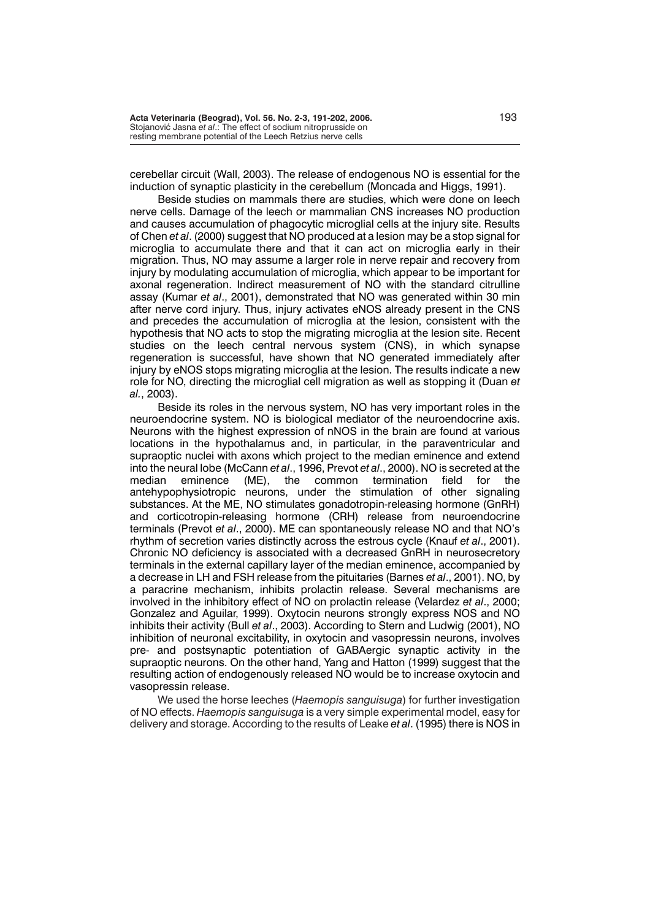cerebellar circuit (Wall, 2003). The release of endogenous NO is essential for the induction of synaptic plasticity in the cerebellum (Moncada and Higgs, 1991).

Beside studies on mammals there are studies, which were done on leech nerve cells. Damage of the leech or mammalian CNS increases NO production and causes accumulation of phagocytic microglial cells at the injury site. Results of Chen *et al*. (2000) suggest that NO produced at a lesion may be a stop signal for microglia to accumulate there and that it can act on microglia early in their migration. Thus, NO may assume a larger role in nerve repair and recovery from injury by modulating accumulation of microglia, which appear to be important for axonal regeneration. Indirect measurement of NO with the standard citrulline assay (Kumar *et al*., 2001), demonstrated that NO was generated within 30 min after nerve cord injury. Thus, injury activates eNOS already present in the CNS and precedes the accumulation of microglia at the lesion, consistent with the hypothesis that NO acts to stop the migrating microglia at the lesion site. Recent studies on the leech central nervous system (CNS), in which synapse regeneration is successful, have shown that NO generated immediately after injury by eNOS stops migrating microglia at the lesion. The results indicate a new role for NO, directing the microglial cell migration as well as stopping it (Duan *et al*., 2003).

Beside its roles in the nervous system, NO has very important roles in the neuroendocrine system. NO is biological mediator of the neuroendocrine axis. Neurons with the highest expression of nNOS in the brain are found at various locations in the hypothalamus and, in particular, in the paraventricular and supraoptic nuclei with axons which project to the median eminence and extend into the neural lobe (McCann *et al*., 1996, Prevot *et al*., 2000). NO is secreted at the median eminence (ME), the common termination field for the antehypophysiotropic neurons, under the stimulation of other signaling substances. At the ME, NO stimulates gonadotropin-releasing hormone (GnRH) and corticotropin-releasing hormone (CRH) release from neuroendocrine terminals (Prevot *et al*., 2000). ME can spontaneously release NO and that NO's rhythm of secretion varies distinctly across the estrous cycle (Knauf *et al*., 2001). Chronic NO deficiency is associated with a decreased GnRH in neurosecretory terminals in the external capillary layer of the median eminence, accompanied by a decrease in LH and FSH release from the pituitaries (Barnes *et al*., 2001). NO, by a paracrine mechanism, inhibits prolactin release. Several mechanisms are involved in the inhibitory effect of NO on prolactin release (Velardez *et al*., 2000; Gonzalez and Aguilar, 1999). Oxytocin neurons strongly express NOS and NO inhibits their activity (Bull *et al*., 2003). According to Stern and Ludwig (2001), NO inhibition of neuronal excitability, in oxytocin and vasopressin neurons, involves pre- and postsynaptic potentiation of GABAergic synaptic activity in the supraoptic neurons. On the other hand, Yang and Hatton (1999) suggest that the resulting action of endogenously released NO would be to increase oxytocin and vasopressin release.

We used the horse leeches (*Haemopis sanguisuga*) for further investigation of NO effects. *Haemopis sanguisuga* is a very simple experimental model, easy for delivery and storage. According to the results of Leake *et al*. (1995) there is NOS in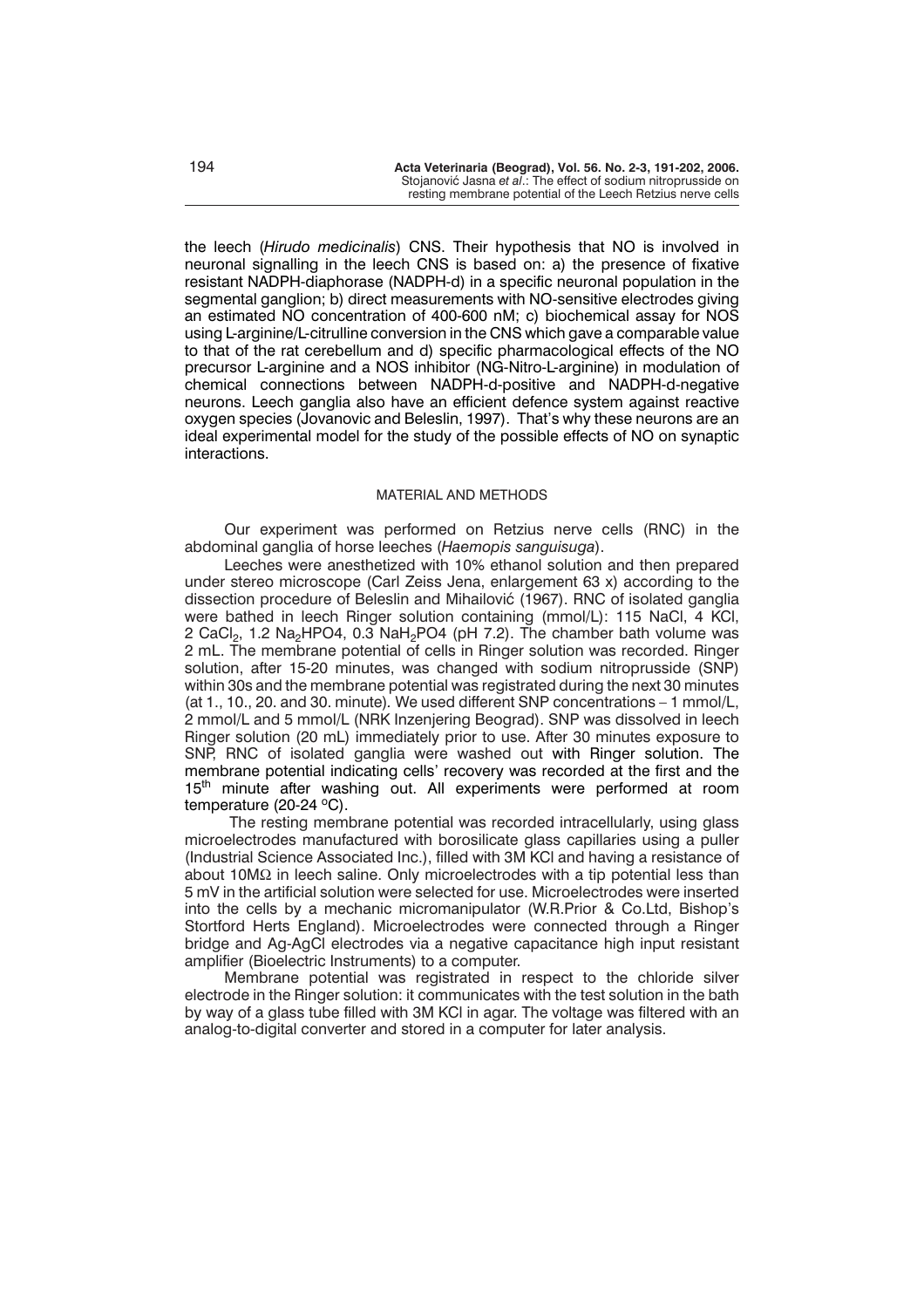the leech (*Hirudo medicinalis*) CNS. Their hypothesis that NO is involved in neuronal signalling in the leech CNS is based on: a) the presence of fixative resistant NADPH-diaphorase (NADPH-d) in a specific neuronal population in the segmental ganglion; b) direct measurements with NO-sensitive electrodes giving an estimated NO concentration of 400-600 nM; c) biochemical assay for NOS using L-arginine/L-citrulline conversion in the CNS which gave a comparable value to that of the rat cerebellum and d) specific pharmacological effects of the NO precursor L-arginine and a NOS inhibitor (NG-Nitro-L-arginine) in modulation of chemical connections between NADPH-d-positive and NADPH-d-negative neurons. Leech ganglia also have an efficient defence system against reactive oxygen species (Jovanovic and Beleslin, 1997). That's why these neurons are an ideal experimental model for the study of the possible effects of NO on synaptic interactions.

## MATERIAL AND METHODS

Our experiment was performed on Retzius nerve cells (RNC) in the abdominal ganglia of horse leeches (*Haemopis sanguisuga*).

Leeches were anesthetized with 10% ethanol solution and then prepared under stereo microscope (Carl Zeiss Jena, enlargement 63 x) according to the dissection procedure of Beleslin and Mihailović (1967). RNC of isolated ganglia were bathed in leech Ringer solution containing (mmol/L): 115 NaCl, 4 KCl, 2 $CaCl_2$, 1.2 $Na_2HPO4$, 0.3 $NaH_2PO4$ (pH 7.2). The chamber bath volume was 2 mL. The membrane potential of cells in Ringer solution was recorded. Ringer solution, after 15-20 minutes, was changed with sodium nitroprusside (SNP) within 30s and the membrane potential was registrated during the next 30 minutes (at 1., 10., 20. and 30. minute). We used different SNP concentrations – 1 mmol/L, 2 mmol/L and 5 mmol/L (NRK Inzenjering Beograd). SNP was dissolved in leech Ringer solution (20 mL) immediately prior to use. After 30 minutes exposure to SNP, RNC of isolated ganglia were washed out with Ringer solution. The membrane potential indicating cells' recovery was recorded at the first and the 15$^{th}$ minute after washing out. All experiments were performed at room temperature (20-24 °C).

The resting membrane potential was recorded intracellularly, using glass microelectrodes manufactured with borosilicate glass capillaries using a puller (Industrial Science Associated Inc.), filled with 3M KCl and having a resistance of about 10MΩ in leech saline. Only microelectrodes with a tip potential less than 5 mV in the artificial solution were selected for use. Microelectrodes were inserted into the cells by a mechanic micromanipulator (W.R.Prior & Co.Ltd, Bishop's Stortford Herts England). Microelectrodes were connected through a Ringer bridge and Ag-AgCl electrodes via a negative capacitance high input resistant amplifier (Bioelectric Instruments) to a computer.

Membrane potential was registrated in respect to the chloride silver electrode in the Ringer solution: it communicates with the test solution in the bath by way of a glass tube filled with 3M KCl in agar. The voltage was filtered with an analog-to-digital converter and stored in a computer for later analysis.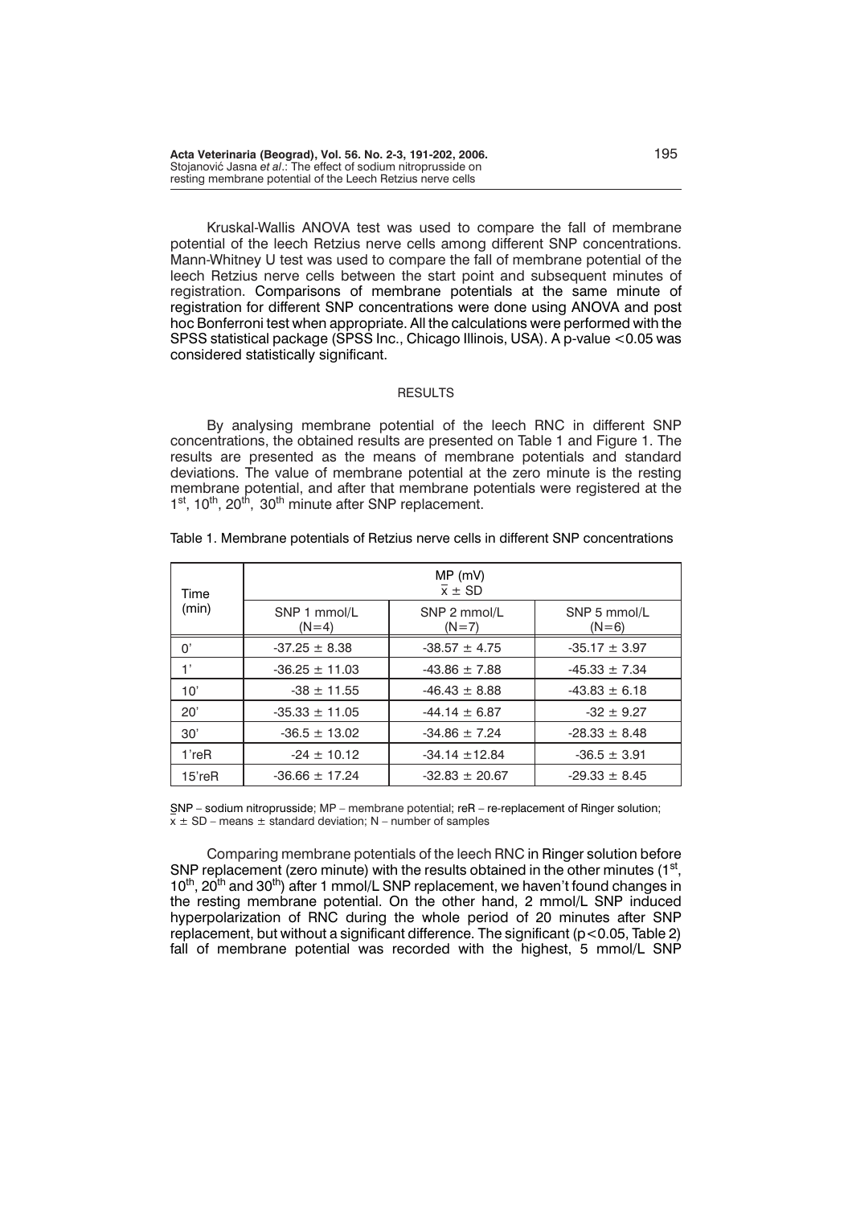Kruskal-Wallis ANOVA test was used to compare the fall of membrane potential of the leech Retzius nerve cells among different SNP concentrations. Mann-Whitney U test was used to compare the fall of membrane potential of the leech Retzius nerve cells between the start point and subsequent minutes of registration. Comparisons of membrane potentials at the same minute of registration for different SNP concentrations were done using ANOVA and post hoc Bonferroni test when appropriate. All the calculations were performed with the SPSS statistical package (SPSS Inc., Chicago Illinois, USA). A p-value <0.05 was considered statistically significant.

## RESULTS

By analysing membrane potential of the leech RNC in different SNP concentrations, the obtained results are presented on Table 1 and Figure 1. The results are presented as the means of membrane potentials and standard deviations. The value of membrane potential at the zero minute is the resting membrane potential, and after that membrane potentials were registered at the 1st, 10th, 20th, 30th minute after SNP replacement.

Table 1. Membrane potentials of Retzius nerve cells in different SNP concentrations

| Time (min) | MP (mV) $\bar{x} \pm SD$ | | |
|---|---|---|---|
| | SNP 1 mmol/L (N=4) | SNP 2 mmol/L (N=7) | SNP 5 mmol/L (N=6) |
| 0' | -37.25 ± 8.38 | -38.57 ± 4.75 | -35.17 ± 3.97 |
| 1' | -36.25 ± 11.03 | -43.86 ± 7.88 | -45.33 ± 7.34 |
| 10' | -38 ± 11.55 | -46.43 ± 8.88 | -43.83 ± 6.18 |
| 20' | -35.33 ± 11.05 | -44.14 ± 6.87 | -32 ± 9.27 |
| 30' | -36.5 ± 13.02 | -34.86 ± 7.24 | -28.33 ± 8.48 |
| 1'reR | -24 ± 10.12 | -34.14 ±12.84 | -36.5 ± 3.91 |
| 15'reR | -36.66 ± 17.24 | -32.83 ± 20.67 | -29.33 ± 8.45 |

SNP – sodium nitroprusside; MP – membrane potential; reR – re-replacement of Ringer solution; $\bar{x} \pm SD$ – means ± standard deviation; N – number of samples

Comparing membrane potentials of the leech RNC in Ringer solution before SNP replacement (zero minute) with the results obtained in the other minutes (1st, 10th, 20th and 30th) after 1 mmol/L SNP replacement, we haven't found changes in the resting membrane potential. On the other hand, 2 mmol/L SNP induced hyperpolarization of RNC during the whole period of 20 minutes after SNP replacement, but without a significant difference. The significant ($p<0.05$, Table 2) fall of membrane potential was recorded with the highest, 5 mmol/L SNP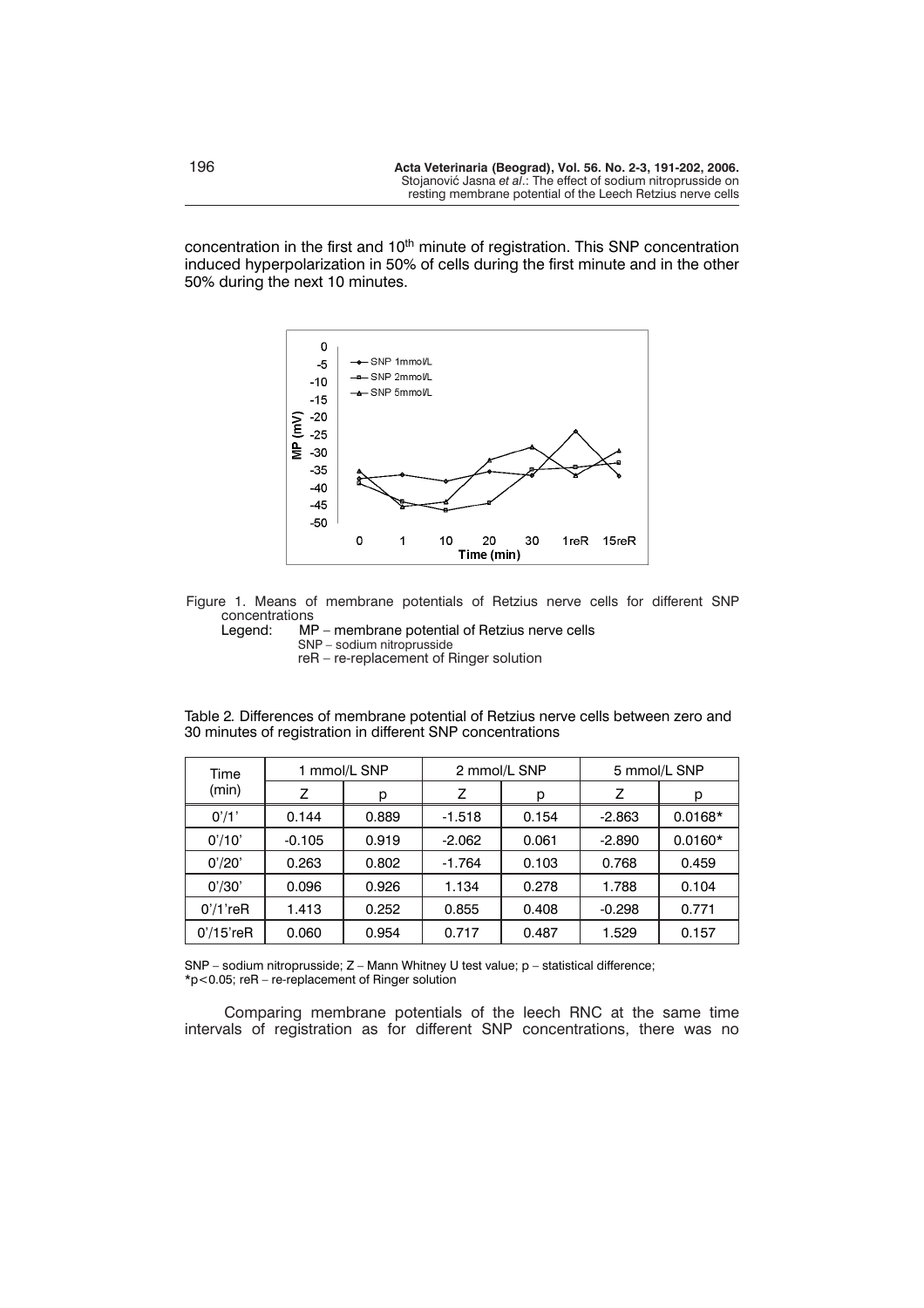concentration in the first and 10th minute of registration. This SNP concentration induced hyperpolarization in 50% of cells during the first minute and in the other 50% during the next 10 minutes.

Figure 1. Means of membrane potentials of Retzius nerve cells for different SNP concentrations
Legend: MP – membrane potential of Retzius nerve cells
SNP – sodium nitroprusside
reR – re-replacement of Ringer solution

Table 2. Differences of membrane potential of Retzius nerve cells between zero and 30 minutes of registration in different SNP concentrations

| Time (min) | 1 mmol/L SNP | | 2 mmol/L SNP | | 5 mmol/L SNP | |
|---|---|---|---|---|---|---|
| | Z | p | Z | p | Z | p |
| 0'/1' | 0.144 | 0.889 | -1.518 | 0.154 | -2.863 | 0.0168* |
| 0'/10' | -0.105 | 0.919 | -2.062 | 0.061 | -2.890 | 0.0160* |
| 0'/20' | 0.263 | 0.802 | -1.764 | 0.103 | 0.768 | 0.459 |
| 0'/30' | 0.096 | 0.926 | 1.134 | 0.278 | 1.788 | 0.104 |
| 0'/1'reR | 1.413 | 0.252 | 0.855 | 0.408 | -0.298 | 0.771 |
| 0'/15'reR | 0.060 | 0.954 | 0.717 | 0.487 | 1.529 | 0.157 |

SNP – sodium nitroprusside; Z – Mann Whitney U test value; p – statistical difference; *$p<0.05$; reR – re-replacement of Ringer solution

Comparing membrane potentials of the leech RNC at the same time intervals of registration as for different SNP concentrations, there was no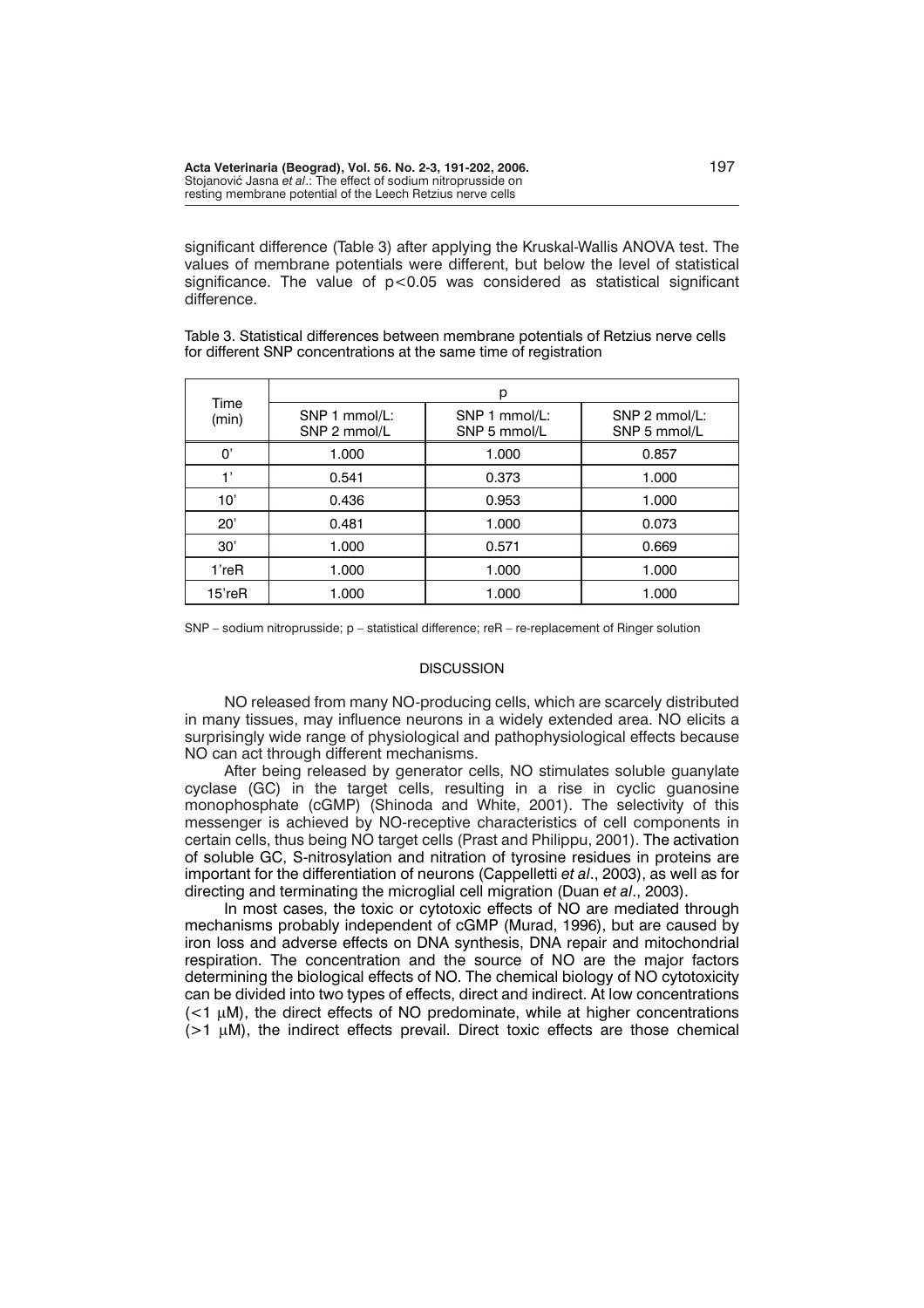significant difference (Table 3) after applying the Kruskal-Wallis ANOVA test. The values of membrane potentials were different, but below the level of statistical significance. The value of $p<0.05$ was considered as statistical significant difference.

Table 3. Statistical differences between membrane potentials of Retzius nerve cells for different SNP concentrations at the same time of registration

| Time (min) | p | | |
|---|---|---|---|
| | SNP 1 mmol/L: SNP 2 mmol/L | SNP 1 mmol/L: SNP 5 mmol/L | SNP 2 mmol/L: SNP 5 mmol/L |
| 0' | 1.000 | 1.000 | 0.857 |
| 1' | 0.541 | 0.373 | 1.000 |
| 10' | 0.436 | 0.953 | 1.000 |
| 20' | 0.481 | 1.000 | 0.073 |
| 30' | 1.000 | 0.571 | 0.669 |
| 1'reR | 1.000 | 1.000 | 1.000 |
| 15'reR | 1.000 | 1.000 | 1.000 |

SNP – sodium nitroprusside; p – statistical difference; reR – re-replacement of Ringer solution

## DISCUSSION

NO released from many NO-producing cells, which are scarcely distributed in many tissues, may influence neurons in a widely extended area. NO elicits a surprisingly wide range of physiological and pathophysiological effects because NO can act through different mechanisms.

After being released by generator cells, NO stimulates soluble guanylate cyclase (GC) in the target cells, resulting in a rise in cyclic guanosine monophosphate (cGMP) (Shinoda and White, 2001). The selectivity of this messenger is achieved by NO-receptive characteristics of cell components in certain cells, thus being NO target cells (Prast and Philippu, 2001). The activation of soluble GC, S-nitrosylation and nitration of tyrosine residues in proteins are important for the differentiation of neurons (Cappelletti *et al*., 2003), as well as for directing and terminating the microglial cell migration (Duan *et al*., 2003).

In most cases, the toxic or cytotoxic effects of NO are mediated through mechanisms probably independent of cGMP (Murad, 1996), but are caused by iron loss and adverse effects on DNA synthesis, DNA repair and mitochondrial respiration. The concentration and the source of NO are the major factors determining the biological effects of NO. The chemical biology of NO cytotoxicity can be divided into two types of effects, direct and indirect. At low concentrations ($<1$ μM), the direct effects of NO predominate, while at higher concentrations ($>1$ μM), the indirect effects prevail. Direct toxic effects are those chemical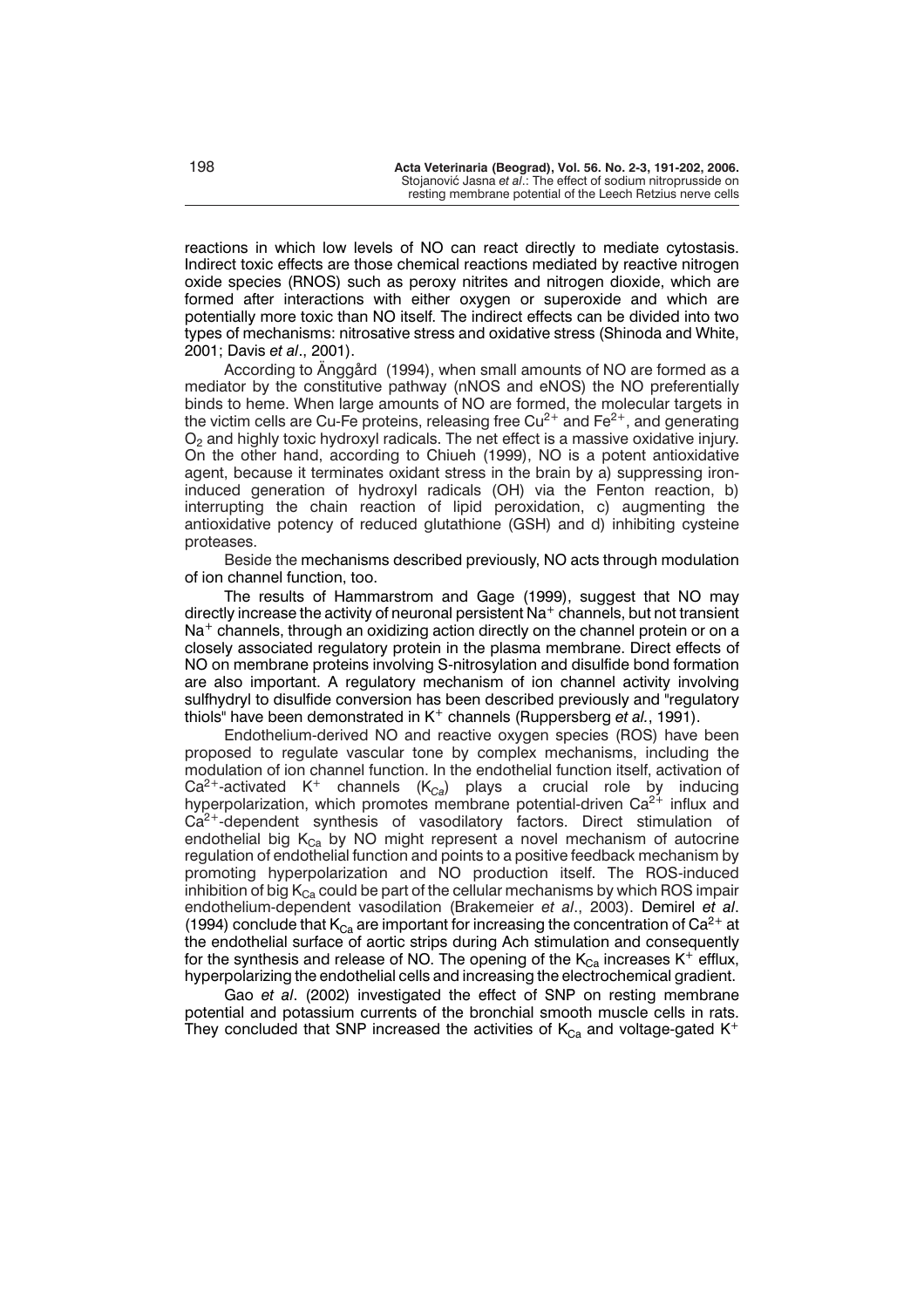reactions in which low levels of NO can react directly to mediate cytostasis. Indirect toxic effects are those chemical reactions mediated by reactive nitrogen oxide species (RNOS) such as peroxy nitrites and nitrogen dioxide, which are formed after interactions with either oxygen or superoxide and which are potentially more toxic than NO itself. The indirect effects can be divided into two types of mechanisms: nitrosative stress and oxidative stress (Shinoda and White, 2001; Davis *et al*., 2001).

According to Änggård (1994), when small amounts of NO are formed as a mediator by the constitutive pathway (nNOS and eNOS) the NO preferentially binds to heme. When large amounts of NO are formed, the molecular targets in the victim cells are Cu-Fe proteins, releasing free $Cu^{2+}$ and $Fe^{2+}$, and generating $O_2$ and highly toxic hydroxyl radicals. The net effect is a massive oxidative injury. On the other hand, according to Chiueh (1999), NO is a potent antioxidative agent, because it terminates oxidant stress in the brain by a) suppressing iron-induced generation of hydroxyl radicals (OH) via the Fenton reaction, b) interrupting the chain reaction of lipid peroxidation, c) augmenting the antioxidative potency of reduced glutathione (GSH) and d) inhibiting cysteine proteases.

Beside the mechanisms described previously, NO acts through modulation of ion channel function, too.

The results of Hammarstrom and Gage (1999), suggest that NO may directly increase the activity of neuronal persistent $Na^+$ channels, but not transient $Na^+$ channels, through an oxidizing action directly on the channel protein or on a closely associated regulatory protein in the plasma membrane. Direct effects of NO on membrane proteins involving S-nitrosylation and disulfide bond formation are also important. A regulatory mechanism of ion channel activity involving sulfhydryl to disulfide conversion has been described previously and "regulatory thiols" have been demonstrated in $K^+$ channels (Ruppersberg *et al.*, 1991).

Endothelium-derived NO and reactive oxygen species (ROS) have been proposed to regulate vascular tone by complex mechanisms, including the modulation of ion channel function. In the endothelial function itself, activation of $Ca^{2+}$-activated $K^+$ channels ($K_{Ca}$) plays a crucial role by inducing hyperpolarization, which promotes membrane potential-driven $Ca^{2+}$ influx and $Ca^{2+}$-dependent synthesis of vasodilatory factors. Direct stimulation of endothelial big $K_{Ca}$ by NO might represent a novel mechanism of autocrine regulation of endothelial function and points to a positive feedback mechanism by promoting hyperpolarization and NO production itself. The ROS-induced inhibition of big $K_{Ca}$ could be part of the cellular mechanisms by which ROS impair endothelium-dependent vasodilation (Brakemeier *et al*., 2003). Demirel *et al*. (1994) conclude that $K_{Ca}$ are important for increasing the concentration of $Ca^{2+}$ at the endothelial surface of aortic strips during Ach stimulation and consequently for the synthesis and release of NO. The opening of the $K_{Ca}$ increases $K^+$ efflux, hyperpolarizing the endothelial cells and increasing the electrochemical gradient.

Gao *et al*. (2002) investigated the effect of SNP on resting membrane potential and potassium currents of the bronchial smooth muscle cells in rats. They concluded that SNP increased the activities of $K_{Ca}$ and voltage-gated $K^+$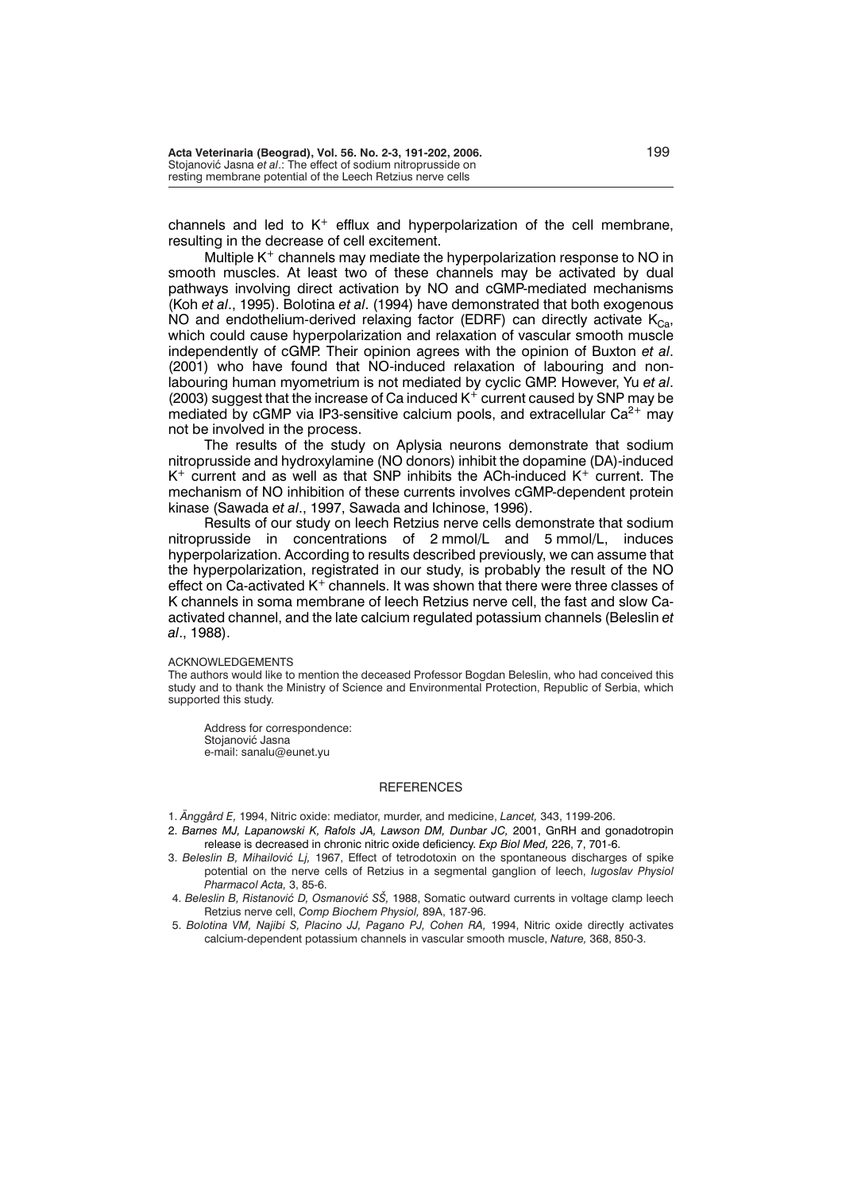channels and led to $K^+$ efflux and hyperpolarization of the cell membrane, resulting in the decrease of cell excitement.

Multiple $K^+$ channels may mediate the hyperpolarization response to NO in smooth muscles. At least two of these channels may be activated by dual pathways involving direct activation by NO and cGMP-mediated mechanisms (Koh *et al*., 1995). Bolotina *et al*. (1994) have demonstrated that both exogenous NO and endothelium-derived relaxing factor (EDRF) can directly activate $K_{Ca}$, which could cause hyperpolarization and relaxation of vascular smooth muscle independently of cGMP. Their opinion agrees with the opinion of Buxton *et al*. (2001) who have found that NO-induced relaxation of labouring and non-labouring human myometrium is not mediated by cyclic GMP. However, Yu *et al*. (2003) suggest that the increase of Ca induced $K^+$ current caused by SNP may be mediated by cGMP via IP3-sensitive calcium pools, and extracellular $Ca^{2+}$ may not be involved in the process.

The results of the study on Aplysia neurons demonstrate that sodium nitroprusside and hydroxylamine (NO donors) inhibit the dopamine (DA)-induced $K^+$ current and as well as that SNP inhibits the ACh-induced $K^+$ current. The mechanism of NO inhibition of these currents involves cGMP-dependent protein kinase (Sawada *et al*., 1997, Sawada and Ichinose, 1996).

Results of our study on leech Retzius nerve cells demonstrate that sodium nitroprusside in concentrations of 2 mmol/L and 5 mmol/L, induces hyperpolarization. According to results described previously, we can assume that the hyperpolarization, registrated in our study, is probably the result of the NO effect on Ca-activated $K^+$ channels. It was shown that there were three classes of K channels in soma membrane of leech Retzius nerve cell, the fast and slow Ca-activated channel, and the late calcium regulated potassium channels (Beleslin *et al*., 1988).

ACKNOWLEDGEMENTS

The authors would like to mention the deceased Professor Bogdan Beleslin, who had conceived this study and to thank the Ministry of Science and Environmental Protection, Republic of Serbia, which supported this study.

Address for correspondence:
Stojanović Jasna
e-mail: sanalu@eunet.yu

## REFERENCES

1. *Änggård E,* 1994, Nitric oxide: mediator, murder, and medicine, *Lancet,* 343, 1199-206.
2. *Barnes MJ, Lapanowski K, Rafols JA, Lawson DM, Dunbar JC,* 2001, GnRH and gonadotropin release is decreased in chronic nitric oxide deficiency. *Exp Biol Med,* 226, 7, 701-6.
3. *Beleslin B, Mihailović Lj,* 1967, Effect of tetrodotoxin on the spontaneous discharges of spike potential on the nerve cells of Retzius in a segmental ganglion of leech, *Iugoslav Physiol Pharmacol Acta,* 3, 85-6.
4. *Beleslin B, Ristanović D, Osmanović SŠ,* 1988, Somatic outward currents in voltage clamp leech Retzius nerve cell, *Comp Biochem Physiol,* 89A, 187-96.
5. *Bolotina VM, Najibi S, Placino JJ, Pagano PJ, Cohen RA,* 1994, Nitric oxide directly activates calcium-dependent potassium channels in vascular smooth muscle, *Nature,* 368, 850-3.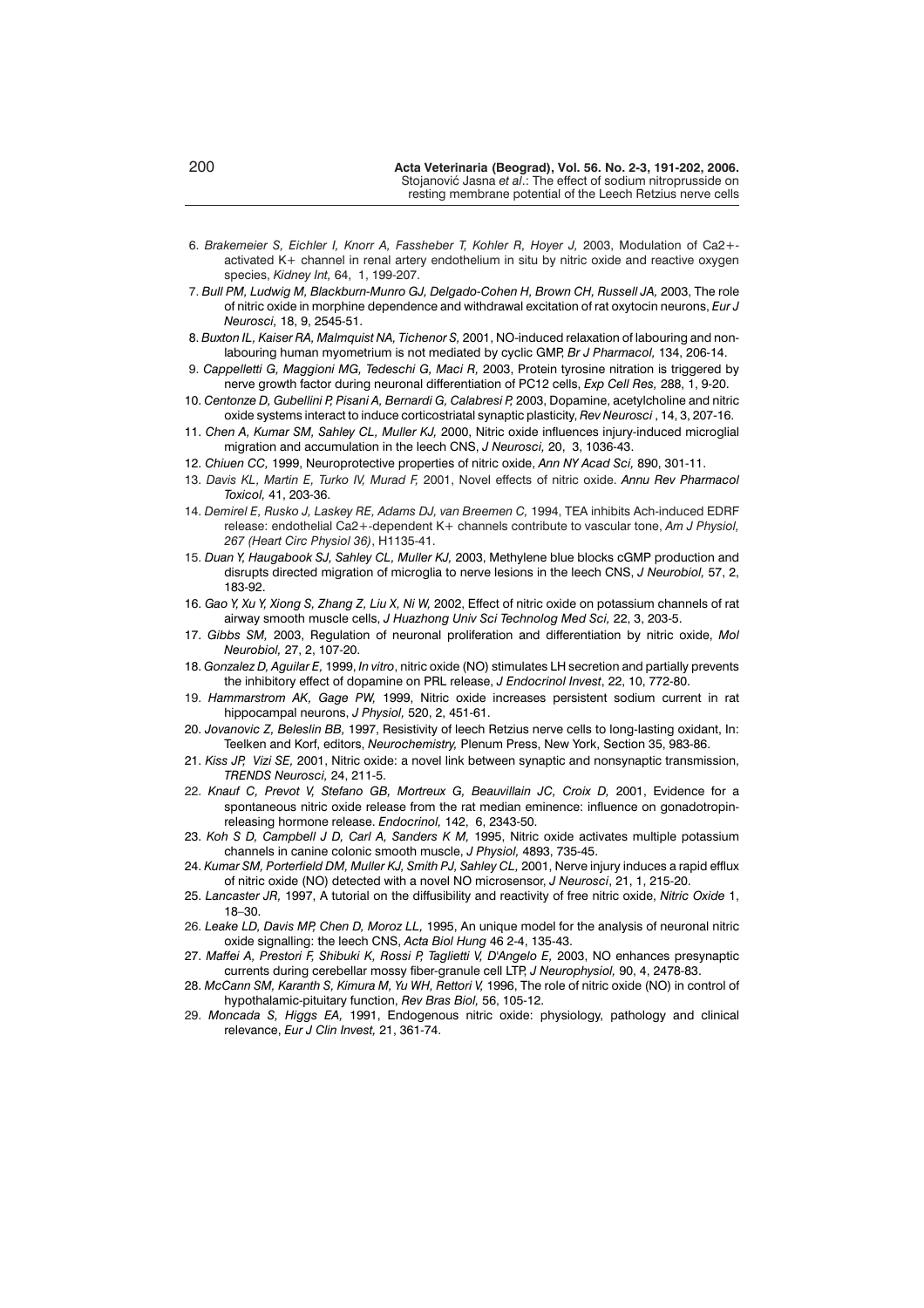6. *Brakemeier S, Eichler I, Knorr A, Fassheber T, Kohler R, Hoyer J,* 2003, Modulation of Ca2+-activated K+ channel in renal artery endothelium in situ by nitric oxide and reactive oxygen species, *Kidney Int,* 64, 1, 199-207.
7. *Bull PM, Ludwig M, Blackburn-Munro GJ, Delgado-Cohen H, Brown CH, Russell JA,* 2003, The role of nitric oxide in morphine dependence and withdrawal excitation of rat oxytocin neurons, *Eur J Neurosci,* 18, 9, 2545-51.
8. *Buxton IL, Kaiser RA, Malmquist NA, Tichenor S,* 2001, NO-induced relaxation of labouring and non-labouring human myometrium is not mediated by cyclic GMP, *Br J Pharmacol,* 134, 206-14.
9. *Cappelletti G, Maggioni MG, Tedeschi G, Maci R,* 2003, Protein tyrosine nitration is triggered by nerve growth factor during neuronal differentiation of PC12 cells, *Exp Cell Res,* 288, 1, 9-20.
10. *Centonze D, Gubellini P, Pisani A, Bernardi G, Calabresi P,* 2003, Dopamine, acetylcholine and nitric oxide systems interact to induce corticostriatal synaptic plasticity, *Rev Neurosci* , 14, 3, 207-16.
11. *Chen A, Kumar SM, Sahley CL, Muller KJ,* 2000, Nitric oxide influences injury-induced microglial migration and accumulation in the leech CNS, *J Neurosci,* 20, 3, 1036-43.
12. *Chiuen CC,* 1999, Neuroprotective properties of nitric oxide, *Ann NY Acad Sci,* 890, 301-11.
13. *Davis KL, Martin E, Turko IV, Murad F,* 2001, Novel effects of nitric oxide. *Annu Rev Pharmacol Toxicol,* 41, 203-36.
14. *Demirel E, Rusko J, Laskey RE, Adams DJ, van Breemen C,* 1994, TEA inhibits Ach-induced EDRF release: endothelial Ca2+-dependent K+ channels contribute to vascular tone, *Am J Physiol, 267 (Heart Circ Physiol 36)*, H1135-41.
15. *Duan Y, Haugabook SJ, Sahley CL, Muller KJ,* 2003, Methylene blue blocks cGMP production and disrupts directed migration of microglia to nerve lesions in the leech CNS, *J Neurobiol,* 57, 2, 183-92.
16. *Gao Y, Xu Y, Xiong S, Zhang Z, Liu X, Ni W,* 2002, Effect of nitric oxide on potassium channels of rat airway smooth muscle cells, *J Huazhong Univ Sci Technolog Med Sci,* 22, 3, 203-5.
17. *Gibbs SM,* 2003, Regulation of neuronal proliferation and differentiation by nitric oxide, *Mol Neurobiol,* 27, 2, 107-20.
18. *Gonzalez D, Aguilar E,* 1999, *In vitro*, nitric oxide (NO) stimulates LH secretion and partially prevents the inhibitory effect of dopamine on PRL release, *J Endocrinol Invest*, 22, 10, 772-80.
19. *Hammarstrom AK, Gage PW,* 1999, Nitric oxide increases persistent sodium current in rat hippocampal neurons, *J Physiol,* 520, 2, 451-61.
20. *Jovanovic Z, Beleslin BB,* 1997, Resistivity of leech Retzius nerve cells to long-lasting oxidant, In: Teelken and Korf, editors, *Neurochemistry,* Plenum Press, New York, Section 35, 983-86.
21. *Kiss JP, Vizi SE,* 2001, Nitric oxide: a novel link between synaptic and nonsynaptic transmission, *TRENDS Neurosci,* 24, 211-5.
22. *Knauf C, Prevot V, Stefano GB, Mortreux G, Beauvillain JC, Croix D,* 2001, Evidence for a spontaneous nitric oxide release from the rat median eminence: influence on gonadotropin-releasing hormone release. *Endocrinol,* 142, 6, 2343-50.
23. *Koh S D, Campbell J D, Carl A, Sanders K M,* 1995, Nitric oxide activates multiple potassium channels in canine colonic smooth muscle, *J Physiol,* 4893, 735-45.
24. *Kumar SM, Porterfield DM, Muller KJ, Smith PJ, Sahley CL,* 2001, Nerve injury induces a rapid efflux of nitric oxide (NO) detected with a novel NO microsensor, *J Neurosci*, 21, 1, 215-20.
25. *Lancaster JR,* 1997, A tutorial on the diffusibility and reactivity of free nitric oxide, *Nitric Oxide* 1, 18–30.
26. *Leake LD, Davis MP, Chen D, Moroz LL,* 1995, An unique model for the analysis of neuronal nitric oxide signalling: the leech CNS, *Acta Biol Hung* 46 2-4, 135-43.
27. *Maffei A, Prestori F, Shibuki K, Rossi P, Taglietti V, D'Angelo E,* 2003, NO enhances presynaptic currents during cerebellar mossy fiber-granule cell LTP, *J Neurophysiol,* 90, 4, 2478-83.
28. *McCann SM, Karanth S, Kimura M, Yu WH, Rettori V,* 1996, The role of nitric oxide (NO) in control of hypothalamic-pituitary function, *Rev Bras Biol,* 56, 105-12.
29. *Moncada S, Higgs EA,* 1991, Endogenous nitric oxide: physiology, pathology and clinical relevance, *Eur J Clin Invest,* 21, 361-74.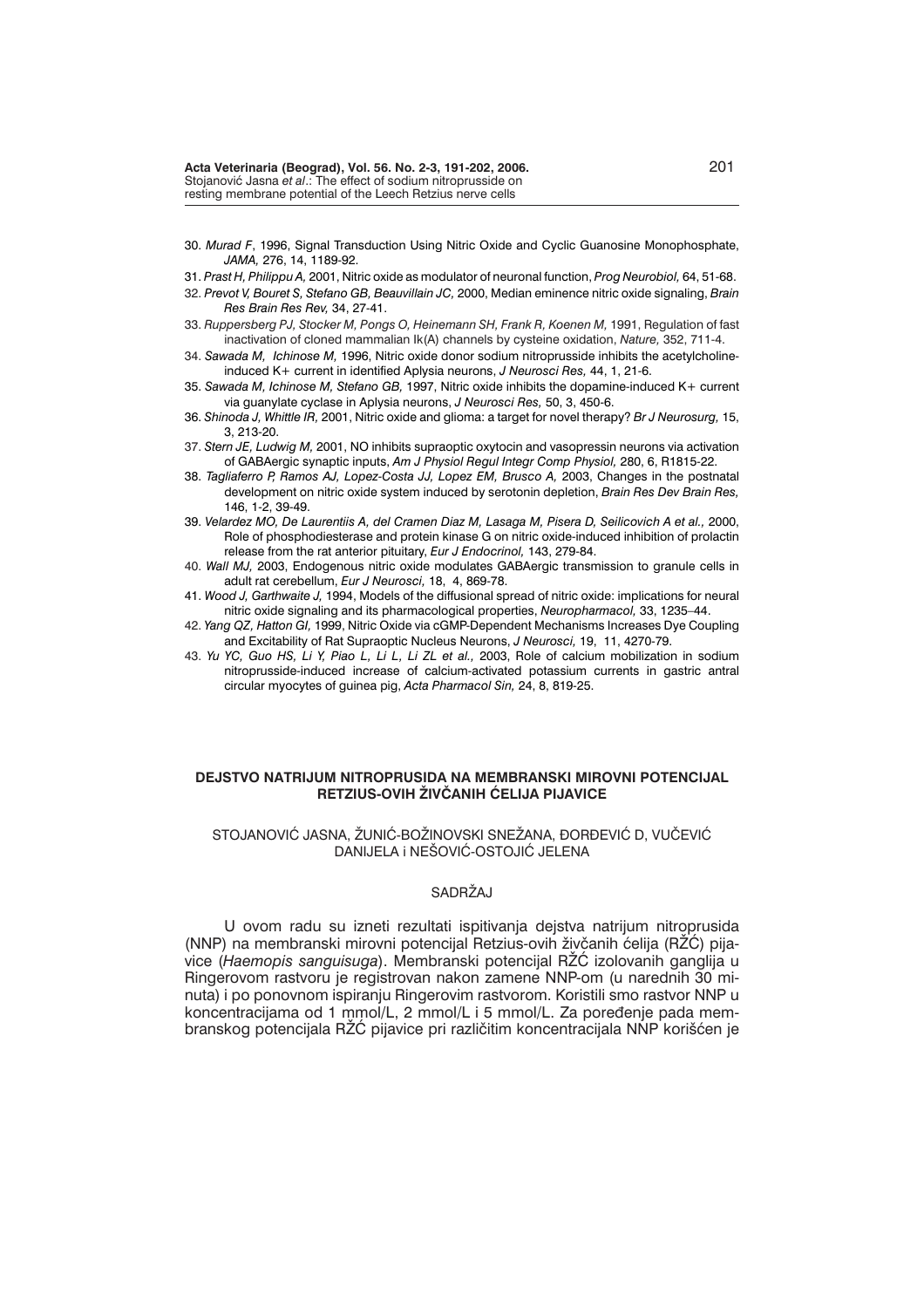30. *Murad F*, 1996, Signal Transduction Using Nitric Oxide and Cyclic Guanosine Monophosphate, *JAMA,* 276, 14, 1189-92.

31. *Prast H, Philippu A,* 2001, Nitric oxide as modulator of neuronal function, *Prog Neurobiol,* 64, 51-68.

32. *Prevot V, Bouret S, Stefano GB, Beauvillain JC,* 2000, Median eminence nitric oxide signaling, *Brain Res Brain Res Rev,* 34, 27-41.

33. *Ruppersberg PJ, Stocker M, Pongs O, Heinemann SH, Frank R, Koenen M,* 1991, Regulation of fast inactivation of cloned mammalian Ik(A) channels by cysteine oxidation, *Nature,* 352, 711-4.

34. *Sawada M, Ichinose M,* 1996, Nitric oxide donor sodium nitroprusside inhibits the acetylcholine-induced K+ current in identified Aplysia neurons, *J Neurosci Res,* 44, 1, 21-6.

35. *Sawada M, Ichinose M, Stefano GB,* 1997, Nitric oxide inhibits the dopamine-induced K+ current via guanylate cyclase in Aplysia neurons, *J Neurosci Res,* 50, 3, 450-6.

36. *Shinoda J, Whittle IR,* 2001, Nitric oxide and glioma: a target for novel therapy? *Br J Neurosurg,* 15, 3, 213-20.

37. *Stern JE, Ludwig M,* 2001, NO inhibits supraoptic oxytocin and vasopressin neurons via activation of GABAergic synaptic inputs, *Am J Physiol Regul Integr Comp Physiol,* 280, 6, R1815-22.

38. *Tagliaferro P, Ramos AJ, Lopez-Costa JJ, Lopez EM, Brusco A,* 2003, Changes in the postnatal development on nitric oxide system induced by serotonin depletion, *Brain Res Dev Brain Res,* 146, 1-2, 39-49.

39. *Velardez MO, De Laurentiis A, del Cramen Diaz M, Lasaga M, Pisera D, Seilicovich A et al.,* 2000, Role of phosphodiesterase and protein kinase G on nitric oxide-induced inhibition of prolactin release from the rat anterior pituitary, *Eur J Endocrinol,* 143, 279-84.

40. *Wall MJ,* 2003, Endogenous nitric oxide modulates GABAergic transmission to granule cells in adult rat cerebellum, *Eur J Neurosci,* 18, 4, 869-78.

41. *Wood J, Garthwaite J,* 1994, Models of the diffusional spread of nitric oxide: implications for neural nitric oxide signaling and its pharmacological properties, *Neuropharmacol,* 33, 1235–44.

42. *Yang QZ, Hatton GI,* 1999, Nitric Oxide via cGMP-Dependent Mechanisms Increases Dye Coupling and Excitability of Rat Supraoptic Nucleus Neurons, *J Neurosci,* 19, 11, 4270-79.

43. *Yu YC, Guo HS, Li Y, Piao L, Li L, Li ZL et al.,* 2003, Role of calcium mobilization in sodium nitroprusside-induced increase of calcium-activated potassium currents in gastric antral circular myocytes of guinea pig, *Acta Pharmacol Sin,* 24, 8, 819-25.

## DEJSTVO NATRIJUM NITROPRUSIDA NA MEMBRANSKI MIROVNI POTENCIJAL RETZIUS-OVIH ŽIVČANIH ĆELIJA PIJAVICE

STOJANOVIĆ JASNA, ŽUNIĆ-BOŽINOVSKI SNEŽANA, ĐORĐEVIĆ D, VUČEVIĆ DANIJELA i NEŠOVIĆ-OSTOJIĆ JELENA

### SADRŽAJ

U ovom radu su izneti rezultati ispitivanja dejstva natrijum nitroprusida (NNP) na membranski mirovni potencijal Retzius-ovih živčanih ćelija (RŽĆ) pijavice (*Haemopis sanguisuga*). Membranski potencijal RŽĆ izolovanih ganglija u Ringerovom rastvoru je registrovan nakon zamene NNP-om (u narednih 30 minuta) i po ponovnom ispiranju Ringerovim rastvorom. Koristili smo rastvor NNP u koncentracijama od 1 mmol/L, 2 mmol/L i 5 mmol/L. Za poređenje pada membranskog potencijala RŽĆ pijavice pri različitim koncentracijala NNP korišćen je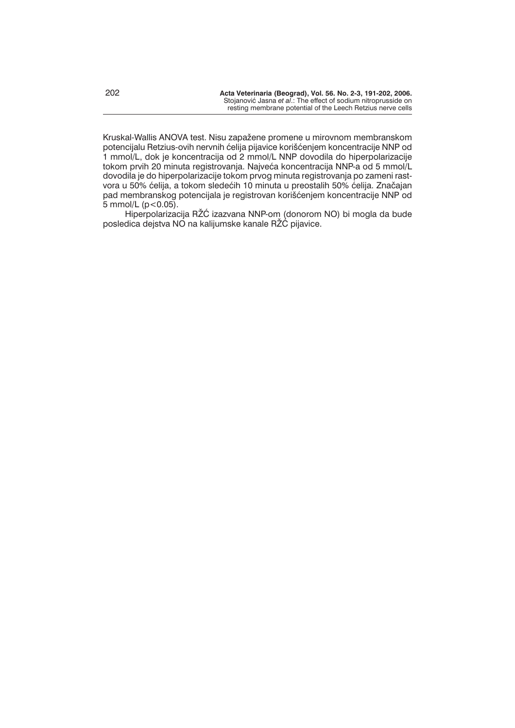Kruskal-Wallis ANOVA test. Nisu zapažene promene u mirovnom membranskom potencijalu Retzius-ovih nervnih ćelija pijavice korišćenjem koncentracije NNP od 1 mmol/L, dok je koncentracija od 2 mmol/L NNP dovodila do hiperpolarizacije tokom prvih 20 minuta registrovanja. Najveća koncentracija NNP-a od 5 mmol/L dovodila je do hiperpolarizacije tokom prvog minuta registrovanja po zameni rastvora u 50% ćelija, a tokom sledećih 10 minuta u preostalih 50% ćelija. Značajan pad membranskog potencijala je registrovan korišćenjem koncentracije NNP od 5 mmol/L ($p<0.05$).

Hiperpolarizacija RŽĆ izazvana NNP-om (donorom NO) bi mogla da bude posledica dejstva NO na kalijumske kanale RŽĆ pijavice.